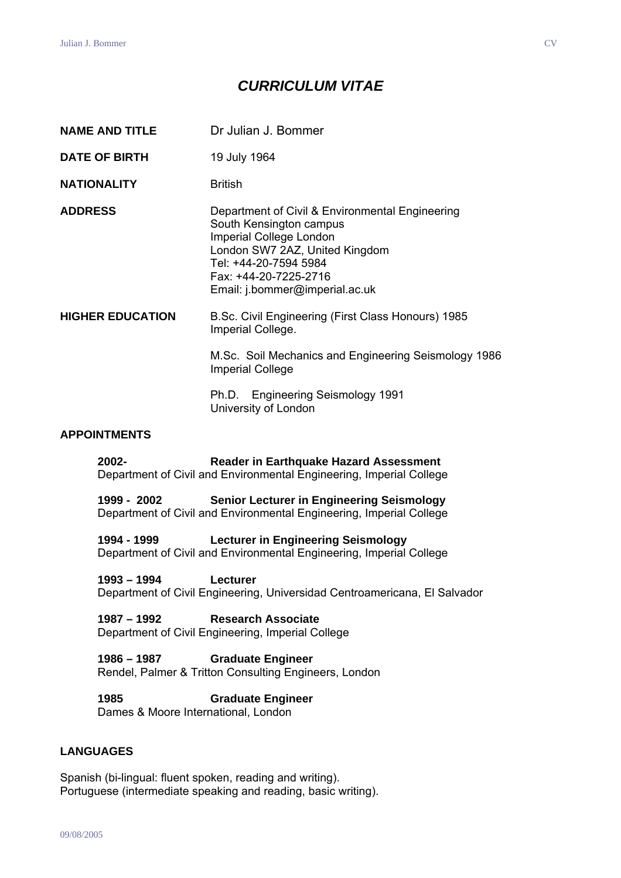# *CURRICULUM VITAE*

**NAME AND TITLE** Dr Julian J. Bommer

**DATE OF BIRTH** 19 July 1964

**NATIONALITY** British

**ADDRESS**
Department of Civil & Environmental Engineering
South Kensington campus
Imperial College London
London SW7 2AZ, United Kingdom
Tel: +44-20-7594 5984
Fax: +44-20-7225-2716
Email: j.bommer@imperial.ac.uk

**HIGHER EDUCATION**

B.Sc. Civil Engineering (First Class Honours) 1985
Imperial College.

M.Sc. Soil Mechanics and Engineering Seismology 1986
Imperial College

Ph.D. Engineering Seismology 1991
University of London

## APPOINTMENTS

**2002- Reader in Earthquake Hazard Assessment**
Department of Civil and Environmental Engineering, Imperial College

**1999 - 2002 Senior Lecturer in Engineering Seismology**
Department of Civil and Environmental Engineering, Imperial College

**1994 - 1999 Lecturer in Engineering Seismology**
Department of Civil and Environmental Engineering, Imperial College

**1993 – 1994 Lecturer**
Department of Civil Engineering, Universidad Centroamericana, El Salvador

**1987 – 1992 Research Associate**
Department of Civil Engineering, Imperial College

**1986 – 1987 Graduate Engineer**
Rendel, Palmer & Tritton Consulting Engineers, London

**1985 Graduate Engineer**
Dames & Moore International, London

## LANGUAGES

Spanish (bi-lingual: fluent spoken, reading and writing).
Portuguese (intermediate speaking and reading, basic writing).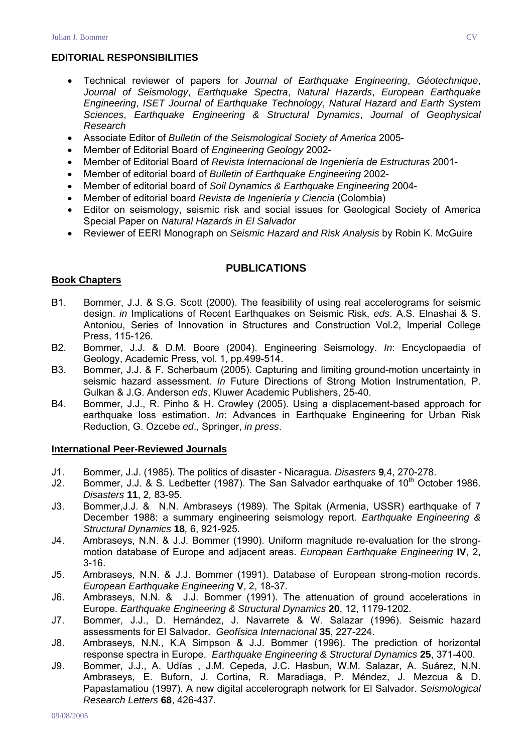## EDITORIAL RESPONSIBILITIES

- Technical reviewer of papers for *Journal of Earthquake Engineering*, *Géotechnique*, *Journal of Seismology*, *Earthquake Spectra*, *Natural Hazards*, *European Earthquake Engineering*, *ISET Journal of Earthquake Technology*, *Natural Hazard and Earth System Sciences*, *Earthquake Engineering & Structural Dynamics*, *Journal of Geophysical Research*
- Associate Editor of *Bulletin of the Seismological Society of America* 2005-
- Member of Editorial Board of *Engineering Geology* 2002-
- Member of Editorial Board of *Revista Internacional de Ingeniería de Estructuras* 2001-
- Member of editorial board of *Bulletin of Earthquake Engineering* 2002-
- Member of editorial board of *Soil Dynamics & Earthquake Engineering* 2004-
- Member of editorial board *Revista de Ingeniería y Ciencia* (Colombia)
- Editor on seismology, seismic risk and social issues for Geological Society of America Special Paper on *Natural Hazards in El Salvador*
- Reviewer of EERI Monograph on *Seismic Hazard and Risk Analysis* by Robin K. McGuire

# PUBLICATIONS

### Book Chapters

B1. Bommer, J.J. & S.G. Scott (2000). The feasibility of using real accelerograms for seismic design. *in* Implications of Recent Earthquakes on Seismic Risk, *eds*. A.S. Elnashai & S. Antoniou, Series of Innovation in Structures and Construction Vol.2, Imperial College Press, 115-126.

B2. Bommer, J.J. & D.M. Boore (2004). Engineering Seismology. *In*: Encyclopaedia of Geology, Academic Press, vol. 1, pp.499-514.

B3. Bommer, J.J. & F. Scherbaum (2005). Capturing and limiting ground-motion uncertainty in seismic hazard assessment. *In* Future Directions of Strong Motion Instrumentation, P. Gulkan & J.G. Anderson *eds*, Kluwer Academic Publishers, 25-40.

B4. Bommer, J.J., R. Pinho & H. Crowley (2005). Using a displacement-based approach for earthquake loss estimation. *In*: Advances in Earthquake Engineering for Urban Risk Reduction, G. Ozcebe *ed*., Springer, *in press*.

### International Peer-Reviewed Journals

J1. Bommer, J.J. (1985). The politics of disaster - Nicaragua*. Disasters* **9**,4, 270-278.

J2. Bommer, J.J. & S. Ledbetter (1987). The San Salvador earthquake of 10th October 1986. *Disasters* **11**, 2*,* 83-95.

J3. Bommer,J.J. & N.N. Ambraseys (1989). The Spitak (Armenia, USSR) earthquake of 7 December 1988: a summary engineering seismology report. *Earthquake Engineering & Structural Dynamics* **18***,* 6, 921-925.

J4. Ambraseys, N.N. & J.J. Bommer (1990). Uniform magnitude re-evaluation for the strong-motion database of Europe and adjacent areas. *European Earthquake Engineering* **IV**, 2, 3-16.

J5. Ambraseys, N.N. & J.J. Bommer (1991). Database of European strong-motion records. *European Earthquake Engineering* **V**, 2, 18-37.

J6. Ambraseys, N.N. & J.J. Bommer (1991). The attenuation of ground accelerations in Europe. *Earthquake Engineering & Structural Dynamics* **20**, 12, 1179-1202.

J7. Bommer, J.J., D. Hernández, J. Navarrete & W. Salazar (1996). Seismic hazard assessments for El Salvador. *Geofísica Internacional* **35**, 227-224.

J8. Ambraseys, N.N., K.A Simpson & J.J. Bommer (1996). The prediction of horizontal response spectra in Europe. *Earthquake Engineering & Structural Dynamics* **25**, 371-400.

J9. Bommer, J.J., A. Udías , J.M. Cepeda, J.C. Hasbun, W.M. Salazar, A. Suárez, N.N. Ambraseys, E. Buforn, J. Cortina, R. Maradiaga, P. Méndez, J. Mezcua & D. Papastamatiou (1997). A new digital accelerograph network for El Salvador. *Seismological Research Letters* **68**, 426-437.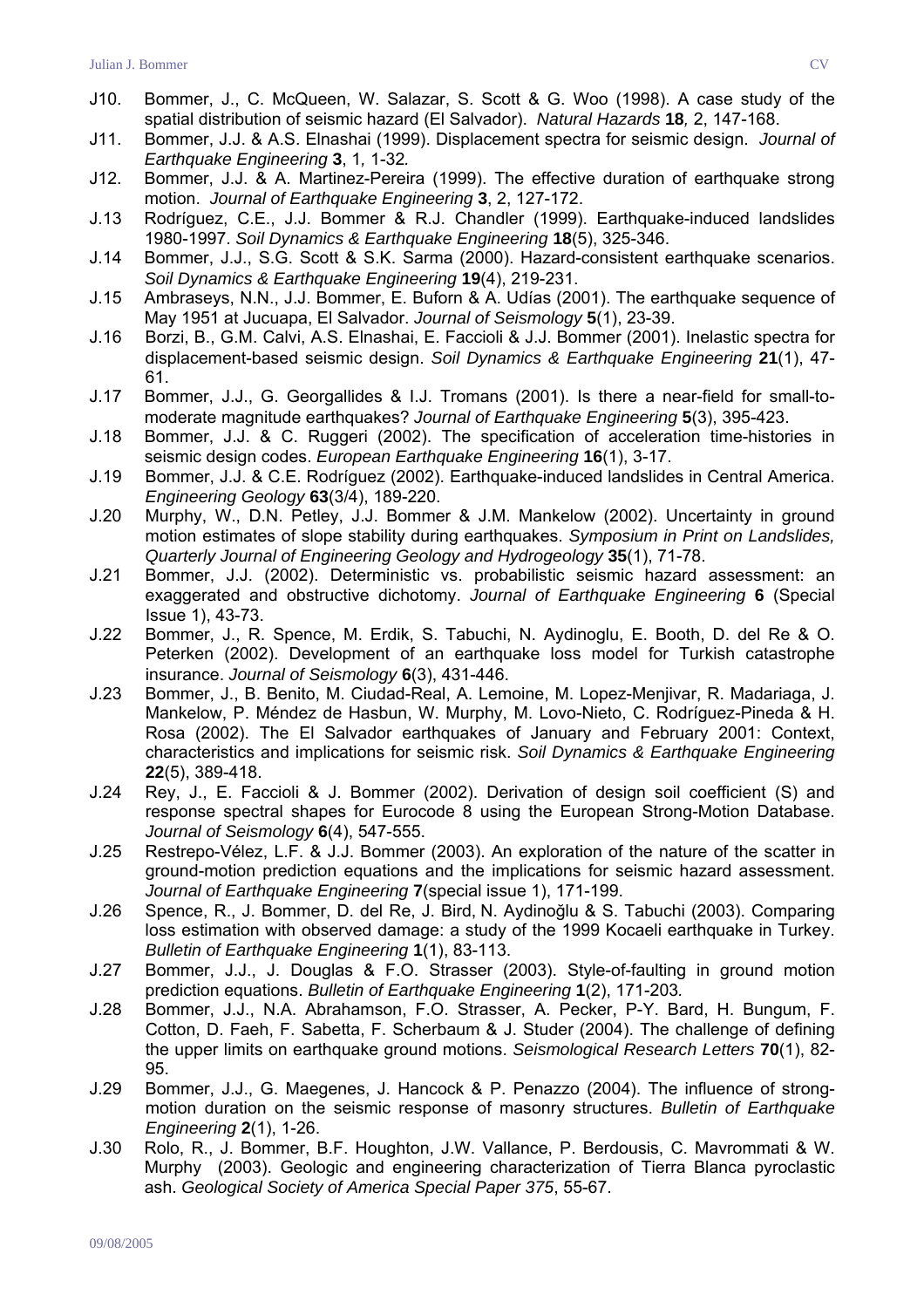J10. Bommer, J., C. McQueen, W. Salazar, S. Scott & G. Woo (1998). A case study of the spatial distribution of seismic hazard (El Salvador). *Natural Hazards* **18***,* 2, 147-168.

J11. Bommer, J.J. & A.S. Elnashai (1999). Displacement spectra for seismic design. *Journal of Earthquake Engineering* **3**, 1*,* 1-32*.*

J12. Bommer, J.J. & A. Martinez-Pereira (1999). The effective duration of earthquake strong motion. *Journal of Earthquake Engineering* **3**, 2, 127-172.

J.13 Rodríguez, C.E., J.J. Bommer & R.J. Chandler (1999). Earthquake-induced landslides 1980-1997. *Soil Dynamics & Earthquake Engineering* **18**(5), 325-346.

J.14 Bommer, J.J., S.G. Scott & S.K. Sarma (2000). Hazard-consistent earthquake scenarios. *Soil Dynamics & Earthquake Engineering* **19**(4), 219-231.

J.15 Ambraseys, N.N., J.J. Bommer, E. Buforn & A. Udías (2001). The earthquake sequence of May 1951 at Jucuapa, El Salvador. *Journal of Seismology* **5**(1), 23-39.

J.16 Borzi, B., G.M. Calvi, A.S. Elnashai, E. Faccioli & J.J. Bommer (2001). Inelastic spectra for displacement-based seismic design. *Soil Dynamics & Earthquake Engineering* **21**(1), 47-61.

J.17 Bommer, J.J., G. Georgallides & I.J. Tromans (2001). Is there a near-field for small-to-moderate magnitude earthquakes? *Journal of Earthquake Engineering* **5**(3), 395-423.

J.18 Bommer, J.J. & C. Ruggeri (2002). The specification of acceleration time-histories in seismic design codes. *European Earthquake Engineering* **16**(1), 3-17.

J.19 Bommer, J.J. & C.E. Rodríguez (2002). Earthquake-induced landslides in Central America. *Engineering Geology* **63**(3/4), 189-220.

J.20 Murphy, W., D.N. Petley, J.J. Bommer & J.M. Mankelow (2002). Uncertainty in ground motion estimates of slope stability during earthquakes. *Symposium in Print on Landslides, Quarterly Journal of Engineering Geology and Hydrogeology* **35**(1), 71-78.

J.21 Bommer, J.J. (2002). Deterministic vs. probabilistic seismic hazard assessment: an exaggerated and obstructive dichotomy. *Journal of Earthquake Engineering* **6** (Special Issue 1), 43-73.

J.22 Bommer, J., R. Spence, M. Erdik, S. Tabuchi, N. Aydinoglu, E. Booth, D. del Re & O. Peterken (2002). Development of an earthquake loss model for Turkish catastrophe insurance. *Journal of Seismology* **6**(3), 431-446.

J.23 Bommer, J., B. Benito, M. Ciudad-Real, A. Lemoine, M. Lopez-Menjivar, R. Madariaga, J. Mankelow, P. Méndez de Hasbun, W. Murphy, M. Lovo-Nieto, C. Rodríguez-Pineda & H. Rosa (2002). The El Salvador earthquakes of January and February 2001: Context, characteristics and implications for seismic risk. *Soil Dynamics & Earthquake Engineering* **22**(5), 389-418.

J.24 Rey, J., E. Faccioli & J. Bommer (2002). Derivation of design soil coefficient (S) and response spectral shapes for Eurocode 8 using the European Strong-Motion Database. *Journal of Seismology* **6**(4), 547-555.

J.25 Restrepo-Vélez, L.F. & J.J. Bommer (2003). An exploration of the nature of the scatter in ground-motion prediction equations and the implications for seismic hazard assessment. *Journal of Earthquake Engineering* **7**(special issue 1), 171-199.

J.26 Spence, R., J. Bommer, D. del Re, J. Bird, N. Aydinoğlu & S. Tabuchi (2003). Comparing loss estimation with observed damage: a study of the 1999 Kocaeli earthquake in Turkey. *Bulletin of Earthquake Engineering* **1**(1), 83-113.

J.27 Bommer, J.J., J. Douglas & F.O. Strasser (2003). Style-of-faulting in ground motion prediction equations. *Bulletin of Earthquake Engineering* **1**(2), 171-203*.*

J.28 Bommer, J.J., N.A. Abrahamson, F.O. Strasser, A. Pecker, P-Y. Bard, H. Bungum, F. Cotton, D. Faeh, F. Sabetta, F. Scherbaum & J. Studer (2004). The challenge of defining the upper limits on earthquake ground motions. *Seismological Research Letters* **70**(1), 82-95.

J.29 Bommer, J.J., G. Maegenes, J. Hancock & P. Penazzo (2004). The influence of strong-motion duration on the seismic response of masonry structures. *Bulletin of Earthquake Engineering* **2**(1), 1-26.

J.30 Rolo, R., J. Bommer, B.F. Houghton, J.W. Vallance, P. Berdousis, C. Mavrommati & W. Murphy (2003). Geologic and engineering characterization of Tierra Blanca pyroclastic ash. *Geological Society of America Special Paper 375*, 55-67.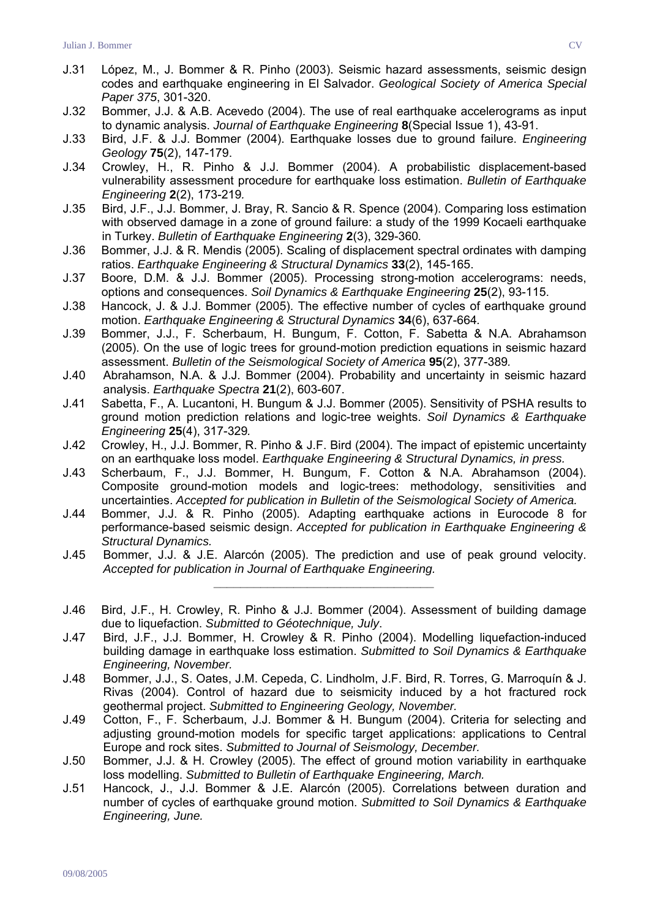J.31 López, M., J. Bommer & R. Pinho (2003). Seismic hazard assessments, seismic design codes and earthquake engineering in El Salvador. *Geological Society of America Special Paper 375*, 301-320.

J.32 Bommer, J.J. & A.B. Acevedo (2004). The use of real earthquake accelerograms as input to dynamic analysis. *Journal of Earthquake Engineering* **8**(Special Issue 1), 43-91.

J.33 Bird, J.F. & J.J. Bommer (2004). Earthquake losses due to ground failure. *Engineering Geology* **75**(2), 147-179.

J.34 Crowley, H., R. Pinho & J.J. Bommer (2004). A probabilistic displacement-based vulnerability assessment procedure for earthquake loss estimation. *Bulletin of Earthquake Engineering* **2**(2), 173-219.

J.35 Bird, J.F., J.J. Bommer, J. Bray, R. Sancio & R. Spence (2004). Comparing loss estimation with observed damage in a zone of ground failure: a study of the 1999 Kocaeli earthquake in Turkey. *Bulletin of Earthquake Engineering* **2**(3), 329-360.

J.36 Bommer, J.J. & R. Mendis (2005). Scaling of displacement spectral ordinates with damping ratios. *Earthquake Engineering & Structural Dynamics* **33**(2), 145-165.

J.37 Boore, D.M. & J.J. Bommer (2005). Processing strong-motion accelerograms: needs, options and consequences. *Soil Dynamics & Earthquake Engineering* **25**(2), 93-115.

J.38 Hancock, J. & J.J. Bommer (2005). The effective number of cycles of earthquake ground motion. *Earthquake Engineering & Structural Dynamics* **34**(6), 637-664.

J.39 Bommer, J.J., F. Scherbaum, H. Bungum, F. Cotton, F. Sabetta & N.A. Abrahamson (2005). On the use of logic trees for ground-motion prediction equations in seismic hazard assessment. *Bulletin of the Seismological Society of America* **95**(2), 377-389.

J.40 Abrahamson, N.A. & J.J. Bommer (2004). Probability and uncertainty in seismic hazard analysis. *Earthquake Spectra* **21**(2), 603-607.

J.41 Sabetta, F., A. Lucantoni, H. Bungum & J.J. Bommer (2005). Sensitivity of PSHA results to ground motion prediction relations and logic-tree weights. *Soil Dynamics & Earthquake Engineering* **25**(4), 317-329.

J.42 Crowley, H., J.J. Bommer, R. Pinho & J.F. Bird (2004). The impact of epistemic uncertainty on an earthquake loss model. *Earthquake Engineering & Structural Dynamics, in press.*

J.43 Scherbaum, F., J.J. Bommer, H. Bungum, F. Cotton & N.A. Abrahamson (2004). Composite ground-motion models and logic-trees: methodology, sensitivities and uncertainties. *Accepted for publication in Bulletin of the Seismological Society of America.*

J.44 Bommer, J.J. & R. Pinho (2005). Adapting earthquake actions in Eurocode 8 for performance-based seismic design. *Accepted for publication in Earthquake Engineering & Structural Dynamics.*

J.45 Bommer, J.J. & J.E. Alarcón (2005). The prediction and use of peak ground velocity. *Accepted for publication in Journal of Earthquake Engineering.*

---

J.46 Bird, J.F., H. Crowley, R. Pinho & J.J. Bommer (2004). Assessment of building damage due to liquefaction. *Submitted to Géotechnique, July*.

J.47 Bird, J.F., J.J. Bommer, H. Crowley & R. Pinho (2004). Modelling liquefaction-induced building damage in earthquake loss estimation. *Submitted to Soil Dynamics & Earthquake Engineering, November.*

J.48 Bommer, J.J., S. Oates, J.M. Cepeda, C. Lindholm, J.F. Bird, R. Torres, G. Marroquín & J. Rivas (2004). Control of hazard due to seismicity induced by a hot fractured rock geothermal project. *Submitted to Engineering Geology, November.*

J.49 Cotton, F., F. Scherbaum, J.J. Bommer & H. Bungum (2004). Criteria for selecting and adjusting ground-motion models for specific target applications: applications to Central Europe and rock sites. *Submitted to Journal of Seismology, December.*

J.50 Bommer, J.J. & H. Crowley (2005). The effect of ground motion variability in earthquake loss modelling. *Submitted to Bulletin of Earthquake Engineering, March.*

J.51 Hancock, J., J.J. Bommer & J.E. Alarcón (2005). Correlations between duration and number of cycles of earthquake ground motion. *Submitted to Soil Dynamics & Earthquake Engineering, June.*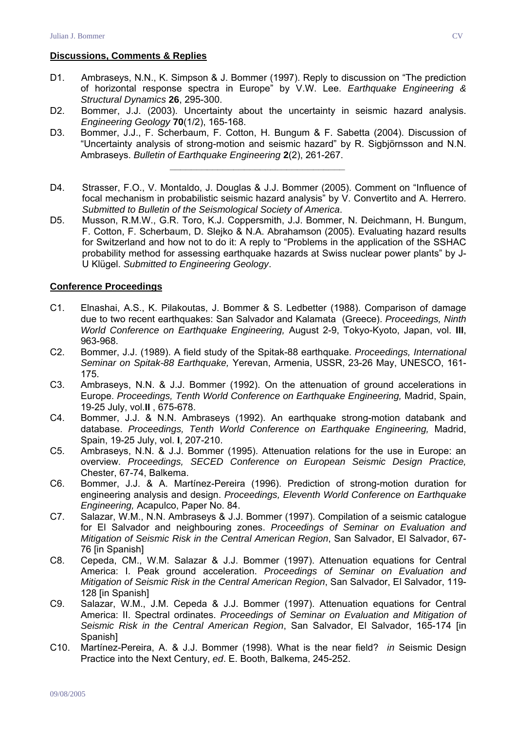## Discussions, Comments & Replies

D1. Ambraseys, N.N., K. Simpson & J. Bommer (1997). Reply to discussion on "The prediction of horizontal response spectra in Europe" by V.W. Lee. *Earthquake Engineering & Structural Dynamics* **26**, 295-300.

D2. Bommer, J.J. (2003). Uncertainty about the uncertainty in seismic hazard analysis. *Engineering Geology* **70**(1/2), 165-168.

D3. Bommer, J.J., F. Scherbaum, F. Cotton, H. Bungum & F. Sabetta (2004). Discussion of "Uncertainty analysis of strong-motion and seismic hazard" by R. Sigbjörnsson and N.N. Ambraseys. *Bulletin of Earthquake Engineering* **2**(2), 261-267.

---

D4. Strasser, F.O., V. Montaldo, J. Douglas & J.J. Bommer (2005). Comment on "Influence of focal mechanism in probabilistic seismic hazard analysis" by V. Convertito and A. Herrero. *Submitted to Bulletin of the Seismological Society of America*.

D5. Musson, R.M.W., G.R. Toro, K.J. Coppersmith, J.J. Bommer, N. Deichmann, H. Bungum, F. Cotton, F. Scherbaum, D. Slejko & N.A. Abrahamson (2005). Evaluating hazard results for Switzerland and how not to do it: A reply to "Problems in the application of the SSHAC probability method for assessing earthquake hazards at Swiss nuclear power plants" by J-U Klügel. *Submitted to Engineering Geology*.

## Conference Proceedings

C1. Elnashai, A.S., K. Pilakoutas, J. Bommer & S. Ledbetter (1988). Comparison of damage due to two recent earthquakes: San Salvador and Kalamata (Greece). *Proceedings, Ninth World Conference on Earthquake Engineering,* August 2-9, Tokyo-Kyoto, Japan, vol. **III**, 963-968.

C2. Bommer, J.J. (1989). A field study of the Spitak-88 earthquake. *Proceedings, International Seminar on Spitak-88 Earthquake,* Yerevan, Armenia, USSR, 23-26 May, UNESCO, 161-175.

C3. Ambraseys, N.N. & J.J. Bommer (1992). On the attenuation of ground accelerations in Europe. *Proceedings, Tenth World Conference on Earthquake Engineering,* Madrid, Spain, 19-25 July, vol.**II** , 675-678.

C4. Bommer, J.J. & N.N. Ambraseys (1992). An earthquake strong-motion databank and database. *Proceedings, Tenth World Conference on Earthquake Engineering,* Madrid, Spain, 19-25 July, vol. **I**, 207-210.

C5. Ambraseys, N.N. & J.J. Bommer (1995). Attenuation relations for the use in Europe: an overview. *Proceedings, SECED Conference on European Seismic Design Practice,* Chester, 67-74, Balkema.

C6. Bommer, J.J. & A. Martínez-Pereira (1996). Prediction of strong-motion duration for engineering analysis and design. *Proceedings, Eleventh World Conference on Earthquake Engineering,* Acapulco, Paper No. 84.

C7. Salazar, W.M., N.N. Ambraseys & J.J. Bommer (1997). Compilation of a seismic catalogue for El Salvador and neighbouring zones. *Proceedings of Seminar on Evaluation and Mitigation of Seismic Risk in the Central American Region*, San Salvador, El Salvador, 67-76 [in Spanish]

C8. Cepeda, CM., W.M. Salazar & J.J. Bommer (1997). Attenuation equations for Central America: I. Peak ground acceleration. *Proceedings of Seminar on Evaluation and Mitigation of Seismic Risk in the Central American Region*, San Salvador, El Salvador, 119-128 [in Spanish]

C9. Salazar, W.M., J.M. Cepeda & J.J. Bommer (1997). Attenuation equations for Central America: II. Spectral ordinates. *Proceedings of Seminar on Evaluation and Mitigation of Seismic Risk in the Central American Region*, San Salvador, El Salvador, 165-174 [in Spanish]

C10. Martínez-Pereira, A. & J.J. Bommer (1998). What is the near field? *in* Seismic Design Practice into the Next Century, *ed*. E. Booth, Balkema, 245-252.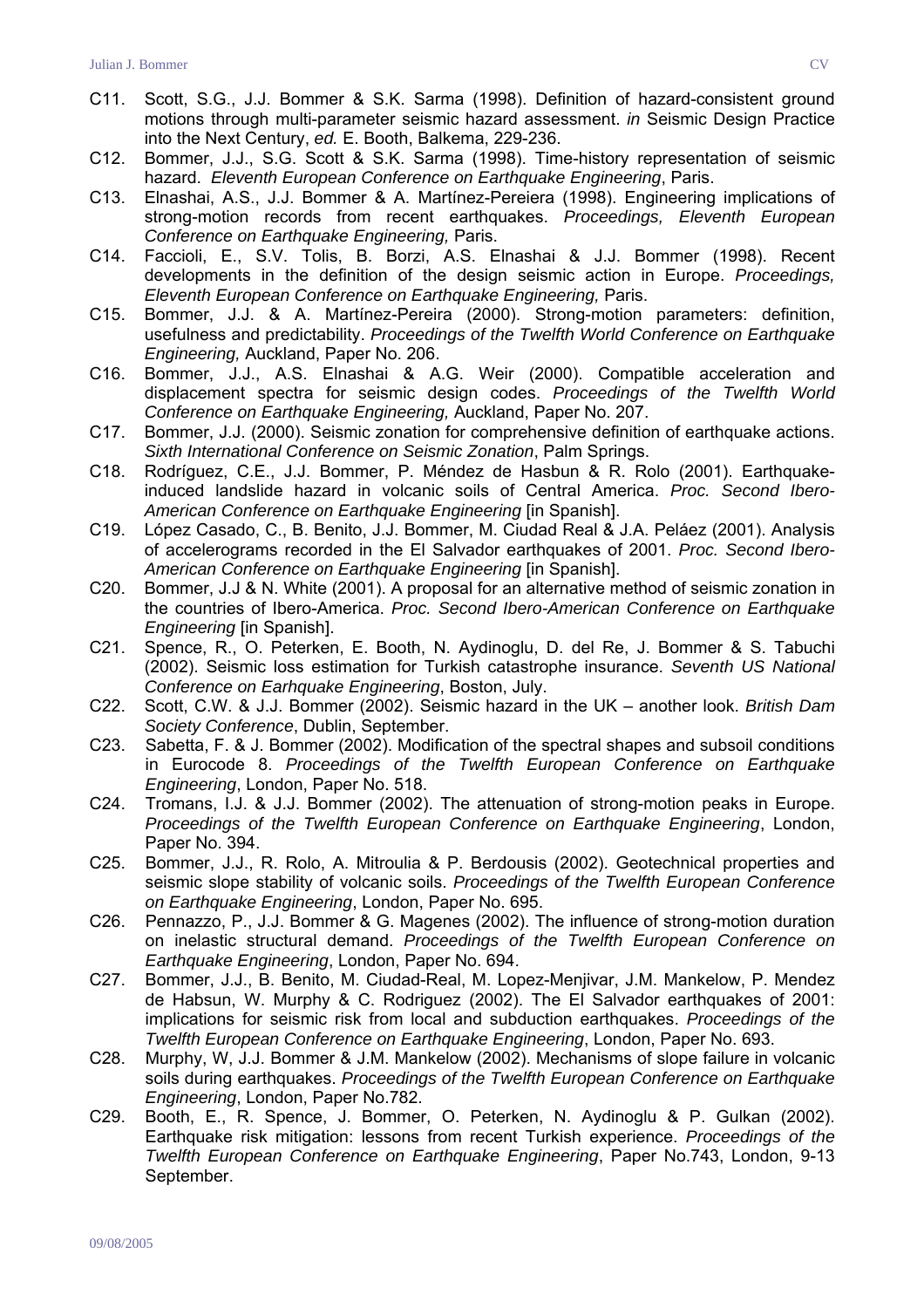C11. Scott, S.G., J.J. Bommer & S.K. Sarma (1998). Definition of hazard-consistent ground motions through multi-parameter seismic hazard assessment. *in* Seismic Design Practice into the Next Century, *ed.* E. Booth, Balkema, 229-236.

C12. Bommer, J.J., S.G. Scott & S.K. Sarma (1998). Time-history representation of seismic hazard. *Eleventh European Conference on Earthquake Engineering*, Paris.

C13. Elnashai, A.S., J.J. Bommer & A. Martínez-Pereiera (1998). Engineering implications of strong-motion records from recent earthquakes. *Proceedings, Eleventh European Conference on Earthquake Engineering,* Paris.

C14. Faccioli, E., S.V. Tolis, B. Borzi, A.S. Elnashai & J.J. Bommer (1998). Recent developments in the definition of the design seismic action in Europe. *Proceedings, Eleventh European Conference on Earthquake Engineering,* Paris.

C15. Bommer, J.J. & A. Martínez-Pereira (2000). Strong-motion parameters: definition, usefulness and predictability. *Proceedings of the Twelfth World Conference on Earthquake Engineering,* Auckland, Paper No. 206.

C16. Bommer, J.J., A.S. Elnashai & A.G. Weir (2000). Compatible acceleration and displacement spectra for seismic design codes. *Proceedings of the Twelfth World Conference on Earthquake Engineering,* Auckland, Paper No. 207.

C17. Bommer, J.J. (2000). Seismic zonation for comprehensive definition of earthquake actions. *Sixth International Conference on Seismic Zonation*, Palm Springs.

C18. Rodríguez, C.E., J.J. Bommer, P. Méndez de Hasbun & R. Rolo (2001). Earthquake-induced landslide hazard in volcanic soils of Central America. *Proc. Second Ibero-American Conference on Earthquake Engineering* [in Spanish].

C19. López Casado, C., B. Benito, J.J. Bommer, M. Ciudad Real & J.A. Peláez (2001). Analysis of accelerograms recorded in the El Salvador earthquakes of 2001. *Proc. Second Ibero-American Conference on Earthquake Engineering* [in Spanish].

C20. Bommer, J.J & N. White (2001). A proposal for an alternative method of seismic zonation in the countries of Ibero-America. *Proc. Second Ibero-American Conference on Earthquake Engineering* [in Spanish].

C21. Spence, R., O. Peterken, E. Booth, N. Aydinoglu, D. del Re, J. Bommer & S. Tabuchi (2002). Seismic loss estimation for Turkish catastrophe insurance. *Seventh US National Conference on Earhquake Engineering*, Boston, July.

C22. Scott, C.W. & J.J. Bommer (2002). Seismic hazard in the UK – another look. *British Dam Society Conference*, Dublin, September.

C23. Sabetta, F. & J. Bommer (2002). Modification of the spectral shapes and subsoil conditions in Eurocode 8. *Proceedings of the Twelfth European Conference on Earthquake Engineering*, London, Paper No. 518.

C24. Tromans, I.J. & J.J. Bommer (2002). The attenuation of strong-motion peaks in Europe. *Proceedings of the Twelfth European Conference on Earthquake Engineering*, London, Paper No. 394.

C25. Bommer, J.J., R. Rolo, A. Mitroulia & P. Berdousis (2002). Geotechnical properties and seismic slope stability of volcanic soils. *Proceedings of the Twelfth European Conference on Earthquake Engineering*, London, Paper No. 695.

C26. Pennazzo, P., J.J. Bommer & G. Magenes (2002). The influence of strong-motion duration on inelastic structural demand. *Proceedings of the Twelfth European Conference on Earthquake Engineering*, London, Paper No. 694.

C27. Bommer, J.J., B. Benito, M. Ciudad-Real, M. Lopez-Menjivar, J.M. Mankelow, P. Mendez de Habsun, W. Murphy & C. Rodriguez (2002). The El Salvador earthquakes of 2001: implications for seismic risk from local and subduction earthquakes. *Proceedings of the Twelfth European Conference on Earthquake Engineering*, London, Paper No. 693.

C28. Murphy, W, J.J. Bommer & J.M. Mankelow (2002). Mechanisms of slope failure in volcanic soils during earthquakes. *Proceedings of the Twelfth European Conference on Earthquake Engineering*, London, Paper No.782.

C29. Booth, E., R. Spence, J. Bommer, O. Peterken, N. Aydinoglu & P. Gulkan (2002). Earthquake risk mitigation: lessons from recent Turkish experience. *Proceedings of the Twelfth European Conference on Earthquake Engineering*, Paper No.743, London, 9-13 September.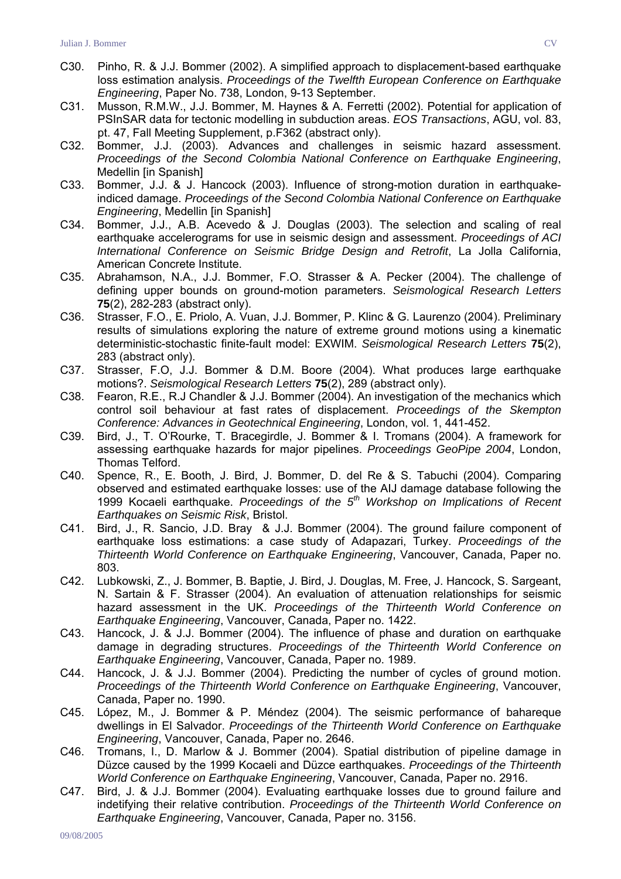C30. Pinho, R. & J.J. Bommer (2002). A simplified approach to displacement-based earthquake loss estimation analysis. *Proceedings of the Twelfth European Conference on Earthquake Engineering*, Paper No. 738, London, 9-13 September.

C31. Musson, R.M.W., J.J. Bommer, M. Haynes & A. Ferretti (2002). Potential for application of PSInSAR data for tectonic modelling in subduction areas. *EOS Transactions*, AGU, vol. 83, pt. 47, Fall Meeting Supplement, p.F362 (abstract only).

C32. Bommer, J.J. (2003). Advances and challenges in seismic hazard assessment. *Proceedings of the Second Colombia National Conference on Earthquake Engineering*, Medellin [in Spanish]

C33. Bommer, J.J. & J. Hancock (2003). Influence of strong-motion duration in earthquake-indiced damage. *Proceedings of the Second Colombia National Conference on Earthquake Engineering*, Medellin [in Spanish]

C34. Bommer, J.J., A.B. Acevedo & J. Douglas (2003). The selection and scaling of real earthquake accelerograms for use in seismic design and assessment. *Proceedings of ACI International Conference on Seismic Bridge Design and Retrofit*, La Jolla California, American Concrete Institute.

C35. Abrahamson, N.A., J.J. Bommer, F.O. Strasser & A. Pecker (2004). The challenge of defining upper bounds on ground-motion parameters. *Seismological Research Letters* **75**(2), 282-283 (abstract only).

C36. Strasser, F.O., E. Priolo, A. Vuan, J.J. Bommer, P. Klinc & G. Laurenzo (2004). Preliminary results of simulations exploring the nature of extreme ground motions using a kinematic deterministic-stochastic finite-fault model: EXWIM. *Seismological Research Letters* **75**(2), 283 (abstract only).

C37. Strasser, F.O, J.J. Bommer & D.M. Boore (2004). What produces large earthquake motions?. *Seismological Research Letters* **75**(2), 289 (abstract only).

C38. Fearon, R.E., R.J Chandler & J.J. Bommer (2004). An investigation of the mechanics which control soil behaviour at fast rates of displacement. *Proceedings of the Skempton Conference: Advances in Geotechnical Engineering*, London, vol. 1, 441-452.

C39. Bird, J., T. O'Rourke, T. Bracegirdle, J. Bommer & I. Tromans (2004). A framework for assessing earthquake hazards for major pipelines. *Proceedings GeoPipe 2004*, London, Thomas Telford.

C40. Spence, R., E. Booth, J. Bird, J. Bommer, D. del Re & S. Tabuchi (2004). Comparing observed and estimated earthquake losses: use of the AIJ damage database following the 1999 Kocaeli earthquake. *Proceedings of the 5th Workshop on Implications of Recent Earthquakes on Seismic Risk*, Bristol.

C41. Bird, J., R. Sancio, J.D. Bray & J.J. Bommer (2004). The ground failure component of earthquake loss estimations: a case study of Adapazari, Turkey. *Proceedings of the Thirteenth World Conference on Earthquake Engineering*, Vancouver, Canada, Paper no. 803.

C42. Lubkowski, Z., J. Bommer, B. Baptie, J. Bird, J. Douglas, M. Free, J. Hancock, S. Sargeant, N. Sartain & F. Strasser (2004). An evaluation of attenuation relationships for seismic hazard assessment in the UK. *Proceedings of the Thirteenth World Conference on Earthquake Engineering*, Vancouver, Canada, Paper no. 1422.

C43. Hancock, J. & J.J. Bommer (2004). The influence of phase and duration on earthquake damage in degrading structures. *Proceedings of the Thirteenth World Conference on Earthquake Engineering*, Vancouver, Canada, Paper no. 1989.

C44. Hancock, J. & J.J. Bommer (2004). Predicting the number of cycles of ground motion. *Proceedings of the Thirteenth World Conference on Earthquake Engineering*, Vancouver, Canada, Paper no. 1990.

C45. López, M., J. Bommer & P. Méndez (2004). The seismic performance of bahareque dwellings in El Salvador. *Proceedings of the Thirteenth World Conference on Earthquake Engineering*, Vancouver, Canada, Paper no. 2646.

C46. Tromans, I., D. Marlow & J. Bommer (2004). Spatial distribution of pipeline damage in Düzce caused by the 1999 Kocaeli and Düzce earthquakes. *Proceedings of the Thirteenth World Conference on Earthquake Engineering*, Vancouver, Canada, Paper no. 2916.

C47. Bird, J. & J.J. Bommer (2004). Evaluating earthquake losses due to ground failure and indetifying their relative contribution. *Proceedings of the Thirteenth World Conference on Earthquake Engineering*, Vancouver, Canada, Paper no. 3156.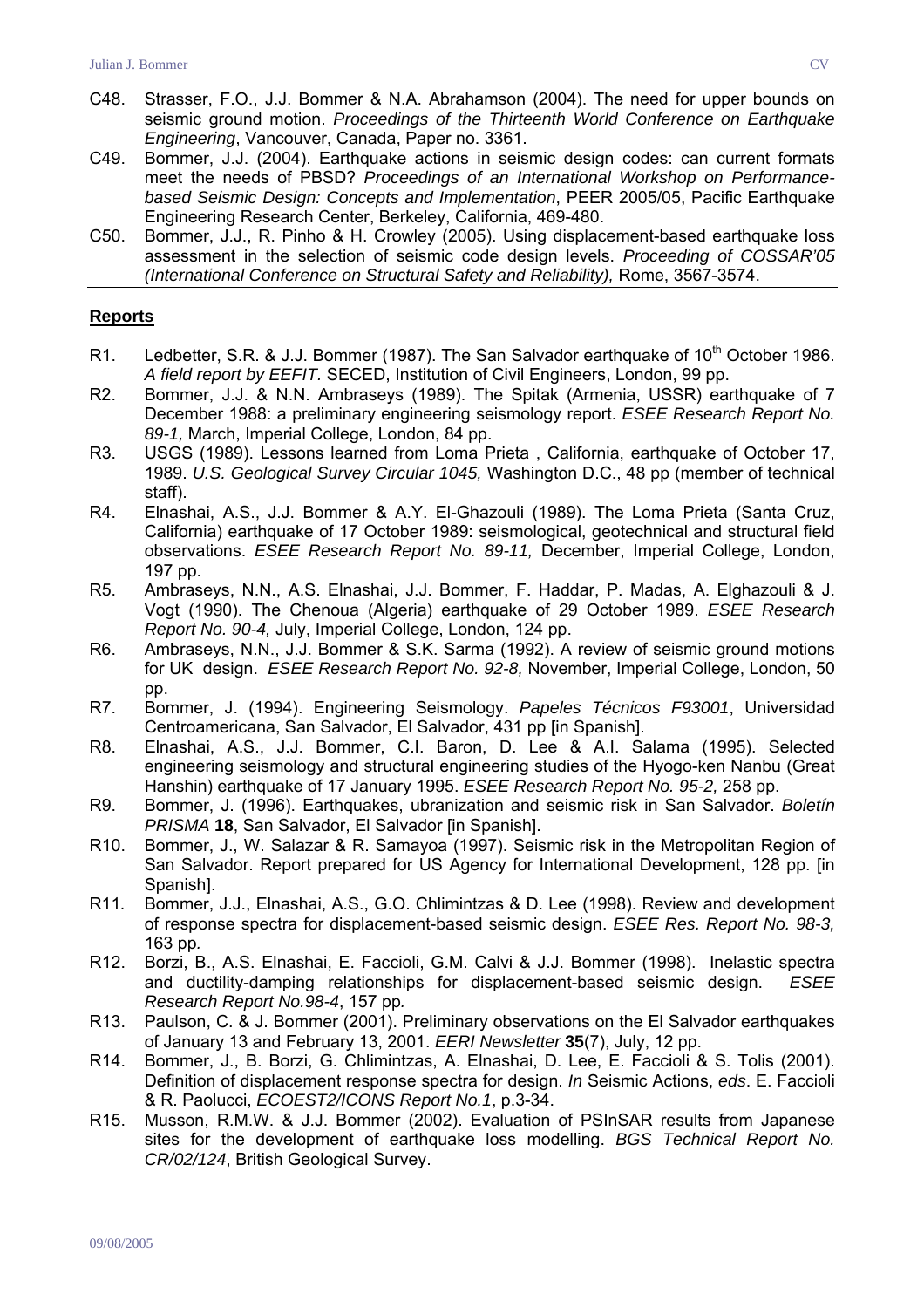C48. Strasser, F.O., J.J. Bommer & N.A. Abrahamson (2004). The need for upper bounds on seismic ground motion. *Proceedings of the Thirteenth World Conference on Earthquake Engineering*, Vancouver, Canada, Paper no. 3361.

C49. Bommer, J.J. (2004). Earthquake actions in seismic design codes: can current formats meet the needs of PBSD? *Proceedings of an International Workshop on Performance-based Seismic Design: Concepts and Implementation*, PEER 2005/05, Pacific Earthquake Engineering Research Center, Berkeley, California, 469-480.

C50. Bommer, J.J., R. Pinho & H. Crowley (2005). Using displacement-based earthquake loss assessment in the selection of seismic code design levels. *Proceeding of COSSAR'05 (International Conference on Structural Safety and Reliability),* Rome, 3567-3574.

## Reports

R1. Ledbetter, S.R. & J.J. Bommer (1987). The San Salvador earthquake of 10th October 1986. *A field report by EEFIT.* SECED, Institution of Civil Engineers, London, 99 pp.

R2. Bommer, J.J. & N.N. Ambraseys (1989). The Spitak (Armenia, USSR) earthquake of 7 December 1988: a preliminary engineering seismology report. *ESEE Research Report No. 89-1,* March, Imperial College, London, 84 pp.

R3. USGS (1989). Lessons learned from Loma Prieta , California, earthquake of October 17, 1989. *U.S. Geological Survey Circular 1045,* Washington D.C., 48 pp (member of technical staff).

R4. Elnashai, A.S., J.J. Bommer & A.Y. El-Ghazouli (1989). The Loma Prieta (Santa Cruz, California) earthquake of 17 October 1989: seismological, geotechnical and structural field observations. *ESEE Research Report No. 89-11,* December, Imperial College, London, 197 pp.

R5. Ambraseys, N.N., A.S. Elnashai, J.J. Bommer, F. Haddar, P. Madas, A. Elghazouli & J. Vogt (1990). The Chenoua (Algeria) earthquake of 29 October 1989. *ESEE Research Report No. 90-4,* July, Imperial College, London, 124 pp.

R6. Ambraseys, N.N., J.J. Bommer & S.K. Sarma (1992). A review of seismic ground motions for UK design. *ESEE Research Report No. 92-8,* November, Imperial College, London, 50 pp.

R7. Bommer, J. (1994). Engineering Seismology. *Papeles Técnicos F93001*, Universidad Centroamericana, San Salvador, El Salvador, 431 pp [in Spanish].

R8. Elnashai, A.S., J.J. Bommer, C.I. Baron, D. Lee & A.I. Salama (1995). Selected engineering seismology and structural engineering studies of the Hyogo-ken Nanbu (Great Hanshin) earthquake of 17 January 1995. *ESEE Research Report No. 95-2,* 258 pp.

R9. Bommer, J. (1996). Earthquakes, ubranization and seismic risk in San Salvador. *Boletín PRISMA* **18**, San Salvador, El Salvador [in Spanish].

R10. Bommer, J., W. Salazar & R. Samayoa (1997). Seismic risk in the Metropolitan Region of San Salvador. Report prepared for US Agency for International Development, 128 pp. [in Spanish].

R11. Bommer, J.J., Elnashai, A.S., G.O. Chlimintzas & D. Lee (1998). Review and development of response spectra for displacement-based seismic design. *ESEE Res. Report No. 98-3,* 163 pp*.*

R12. Borzi, B., A.S. Elnashai, E. Faccioli, G.M. Calvi & J.J. Bommer (1998). Inelastic spectra and ductility-damping relationships for displacement-based seismic design. *ESEE Research Report No.98-4*, 157 pp*.*

R13. Paulson, C. & J. Bommer (2001). Preliminary observations on the El Salvador earthquakes of January 13 and February 13, 2001. *EERI Newsletter* **35**(7), July, 12 pp.

R14. Bommer, J., B. Borzi, G. Chlimintzas, A. Elnashai, D. Lee, E. Faccioli & S. Tolis (2001). Definition of displacement response spectra for design. *In* Seismic Actions, *eds*. E. Faccioli & R. Paolucci, *ECOEST2/ICONS Report No.1*, p.3-34.

R15. Musson, R.M.W. & J.J. Bommer (2002). Evaluation of PSInSAR results from Japanese sites for the development of earthquake loss modelling. *BGS Technical Report No. CR/02/124*, British Geological Survey.